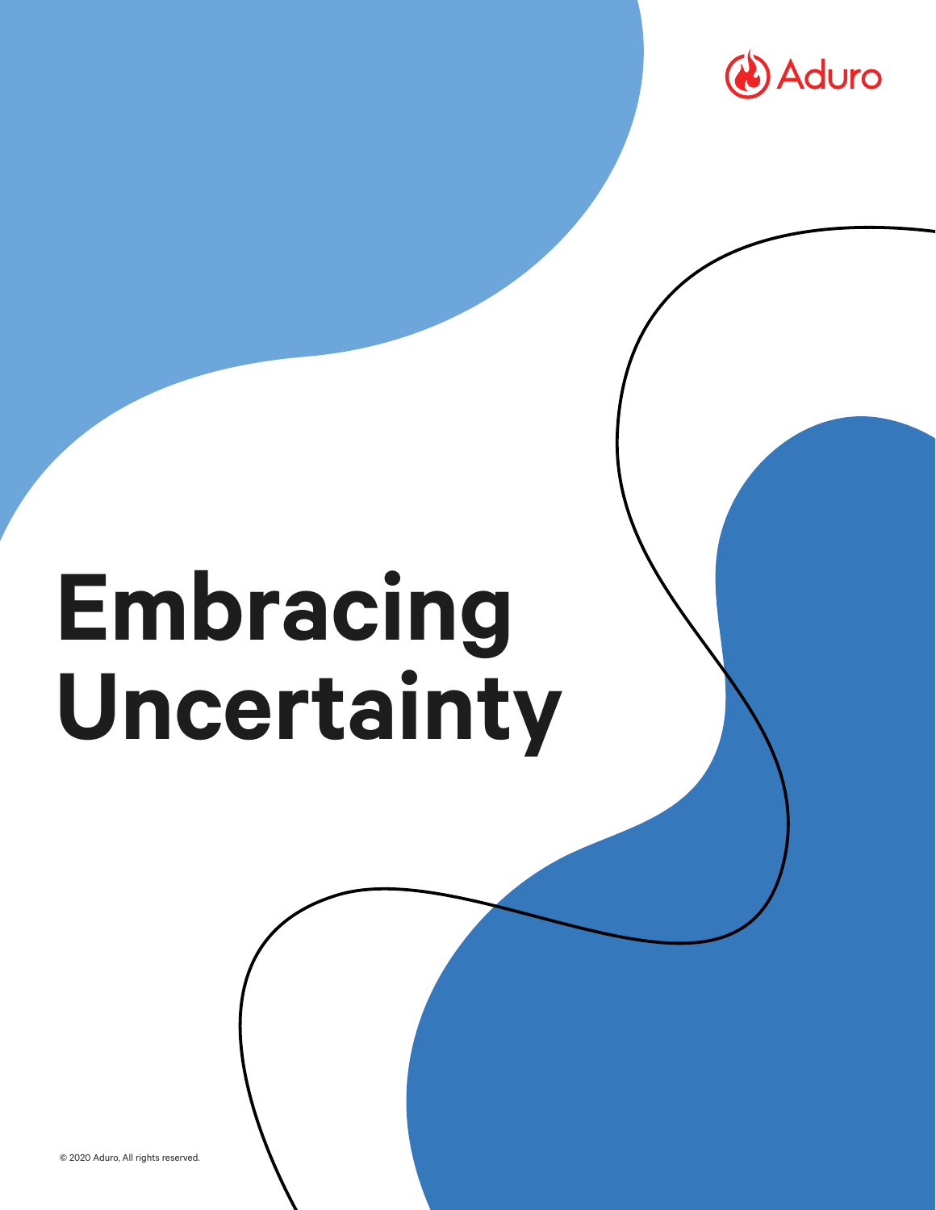Aduro

# Embracing Uncertainty

© 2020 Aduro, All rights reserved.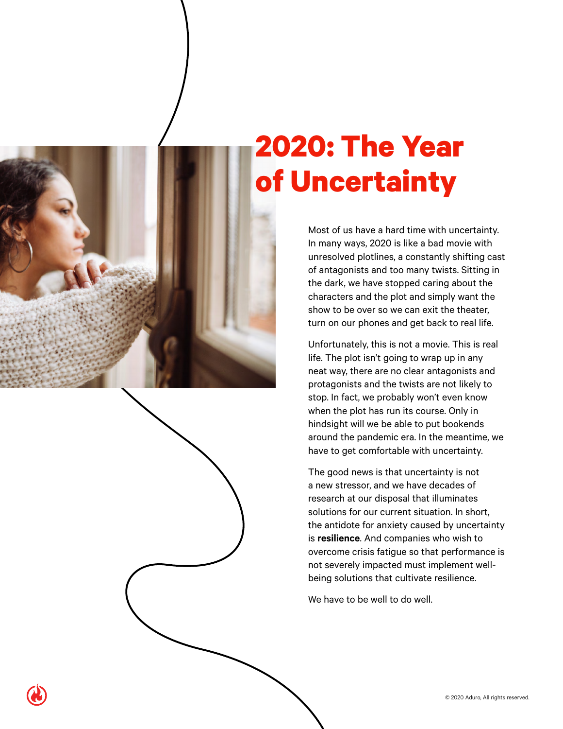# 2020: The Year of Uncertainty

Most of us have a hard time with uncertainty. In many ways, 2020 is like a bad movie with unresolved plotlines, a constantly shifting cast of antagonists and too many twists. Sitting in the dark, we have stopped caring about the characters and the plot and simply want the show to be over so we can exit the theater, turn on our phones and get back to real life.

Unfortunately, this is not a movie. This is real life. The plot isn't going to wrap up in any neat way, there are no clear antagonists and protagonists and the twists are not likely to stop. In fact, we probably won't even know when the plot has run its course. Only in hindsight will we be able to put bookends around the pandemic era. In the meantime, we have to get comfortable with uncertainty.

The good news is that uncertainty is not a new stressor, and we have decades of research at our disposal that illuminates solutions for our current situation. In short, the antidote for anxiety caused by uncertainty is **resilience**. And companies who wish to overcome crisis fatigue so that performance is not severely impacted must implement well-being solutions that cultivate resilience.

We have to be well to do well.

© 2020 Aduro, All rights reserved.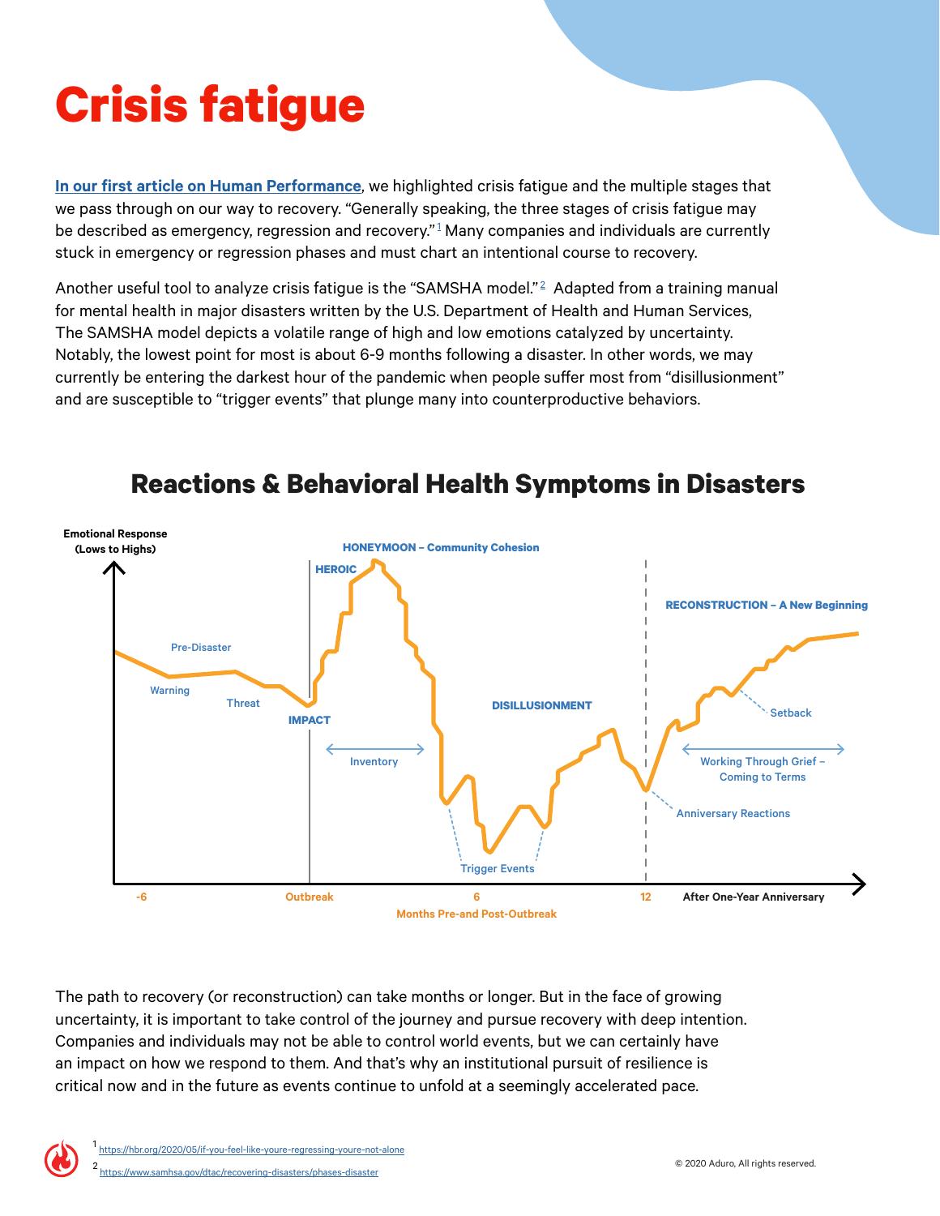# Crisis fatigue

[In our first article on Human Performance](), we highlighted crisis fatigue and the multiple stages that we pass through on our way to recovery. "Generally speaking, the three stages of crisis fatigue may be described as emergency, regression and recovery."[1] Many companies and individuals are currently stuck in emergency or regression phases and must chart an intentional course to recovery.

Another useful tool to analyze crisis fatigue is the "SAMSHA model."[2] Adapted from a training manual for mental health in major disasters written by the U.S. Department of Health and Human Services, The SAMSHA model depicts a volatile range of high and low emotions catalyzed by uncertainty. Notably, the lowest point for most is about 6-9 months following a disaster. In other words, we may currently be entering the darkest hour of the pandemic when people suffer most from "disillusionment" and are susceptible to "trigger events" that plunge many into counterproductive behaviors.

## Reactions & Behavioral Health Symptoms in Disasters

Emotional Response (Lows to Highs)

Pre-Disaster · Warning · Threat · IMPACT · HEROIC · HONEYMOON – Community Cohesion · Inventory · DISILLUSIONMENT · Trigger Events · Anniversary Reactions · RECONSTRUCTION – A New Beginning · Working Through Grief – Coming to Terms · Setback

-6 · Outbreak · 6 · 12 · After One-Year Anniversary

Months Pre-and Post-Outbreak

The path to recovery (or reconstruction) can take months or longer. But in the face of growing uncertainty, it is important to take control of the journey and pursue recovery with deep intention. Companies and individuals may not be able to control world events, but we can certainly have an impact on how we respond to them. And that's why an institutional pursuit of resilience is critical now and in the future as events continue to unfold at a seemingly accelerated pace.

[1] https://hbr.org/2020/05/if-you-feel-like-youre-regressing-youre-not-alone

[2] https://www.samhsa.gov/dtac/recovering-disasters/phases-disaster

© 2020 Aduro, All rights reserved.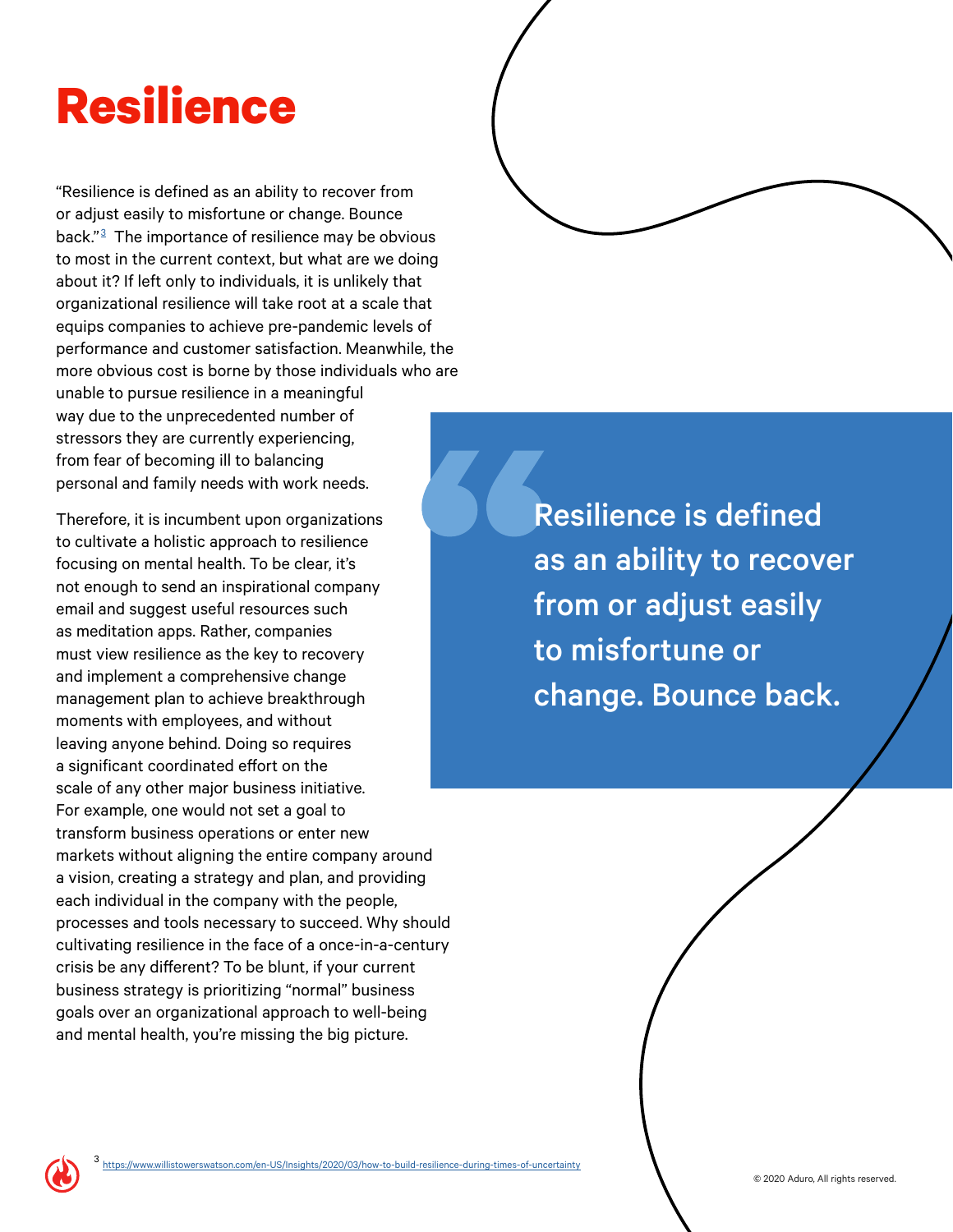# Resilience

"Resilience is defined as an ability to recover from or adjust easily to misfortune or change. Bounce back."[3] The importance of resilience may be obvious to most in the current context, but what are we doing about it? If left only to individuals, it is unlikely that organizational resilience will take root at a scale that equips companies to achieve pre-pandemic levels of performance and customer satisfaction. Meanwhile, the more obvious cost is borne by those individuals who are unable to pursue resilience in a meaningful way due to the unprecedented number of stressors they are currently experiencing, from fear of becoming ill to balancing personal and family needs with work needs.

> Resilience is defined as an ability to recover from or adjust easily to misfortune or change. Bounce back.

Therefore, it is incumbent upon organizations to cultivate a holistic approach to resilience focusing on mental health. To be clear, it's not enough to send an inspirational company email and suggest useful resources such as meditation apps. Rather, companies must view resilience as the key to recovery and implement a comprehensive change management plan to achieve breakthrough moments with employees, and without leaving anyone behind. Doing so requires a significant coordinated effort on the scale of any other major business initiative. For example, one would not set a goal to transform business operations or enter new markets without aligning the entire company around a vision, creating a strategy and plan, and providing each individual in the company with the people, processes and tools necessary to succeed. Why should cultivating resilience in the face of a once-in-a-century crisis be any different? To be blunt, if your current business strategy is prioritizing "normal" business goals over an organizational approach to well-being and mental health, you're missing the big picture.

[3] https://www.willistowerswatson.com/en-US/Insights/2020/03/how-to-build-resilience-during-times-of-uncertainty

© 2020 Aduro, All rights reserved.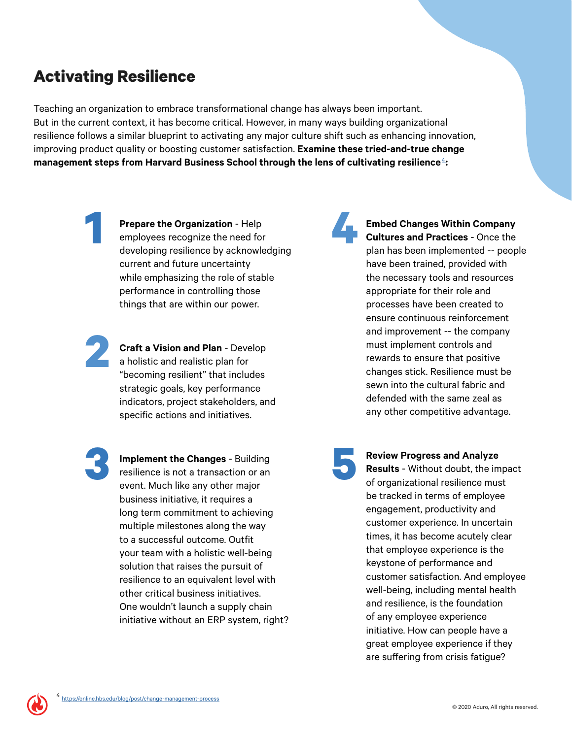# Activating Resilience

Teaching an organization to embrace transformational change has always been important. But in the current context, it has become critical. However, in many ways building organizational resilience follows a similar blueprint to activating any major culture shift such as enhancing innovation, improving product quality or boosting customer satisfaction. **Examine these tried-and-true change management steps from Harvard Business School through the lens of cultivating resilience[4]:**

1. **Prepare the Organization** - Help employees recognize the need for developing resilience by acknowledging current and future uncertainty while emphasizing the role of stable performance in controlling those things that are within our power.

2. **Craft a Vision and Plan** - Develop a holistic and realistic plan for "becoming resilient" that includes strategic goals, key performance indicators, project stakeholders, and specific actions and initiatives.

3. **Implement the Changes** - Building resilience is not a transaction or an event. Much like any other major business initiative, it requires a long term commitment to achieving multiple milestones along the way to a successful outcome. Outfit your team with a holistic well-being solution that raises the pursuit of resilience to an equivalent level with other critical business initiatives. One wouldn't launch a supply chain initiative without an ERP system, right?

4. **Embed Changes Within Company Cultures and Practices** - Once the plan has been implemented -- people have been trained, provided with the necessary tools and resources appropriate for their role and processes have been created to ensure continuous reinforcement and improvement -- the company must implement controls and rewards to ensure that positive changes stick. Resilience must be sewn into the cultural fabric and defended with the same zeal as any other competitive advantage.

5. **Review Progress and Analyze Results** - Without doubt, the impact of organizational resilience must be tracked in terms of employee engagement, productivity and customer experience. In uncertain times, it has become acutely clear that employee experience is the keystone of performance and customer satisfaction. And employee well-being, including mental health and resilience, is the foundation of any employee experience initiative. How can people have a great employee experience if they are suffering from crisis fatigue?

[4] https://online.hbs.edu/blog/post/change-management-process

© 2020 Aduro, All rights reserved.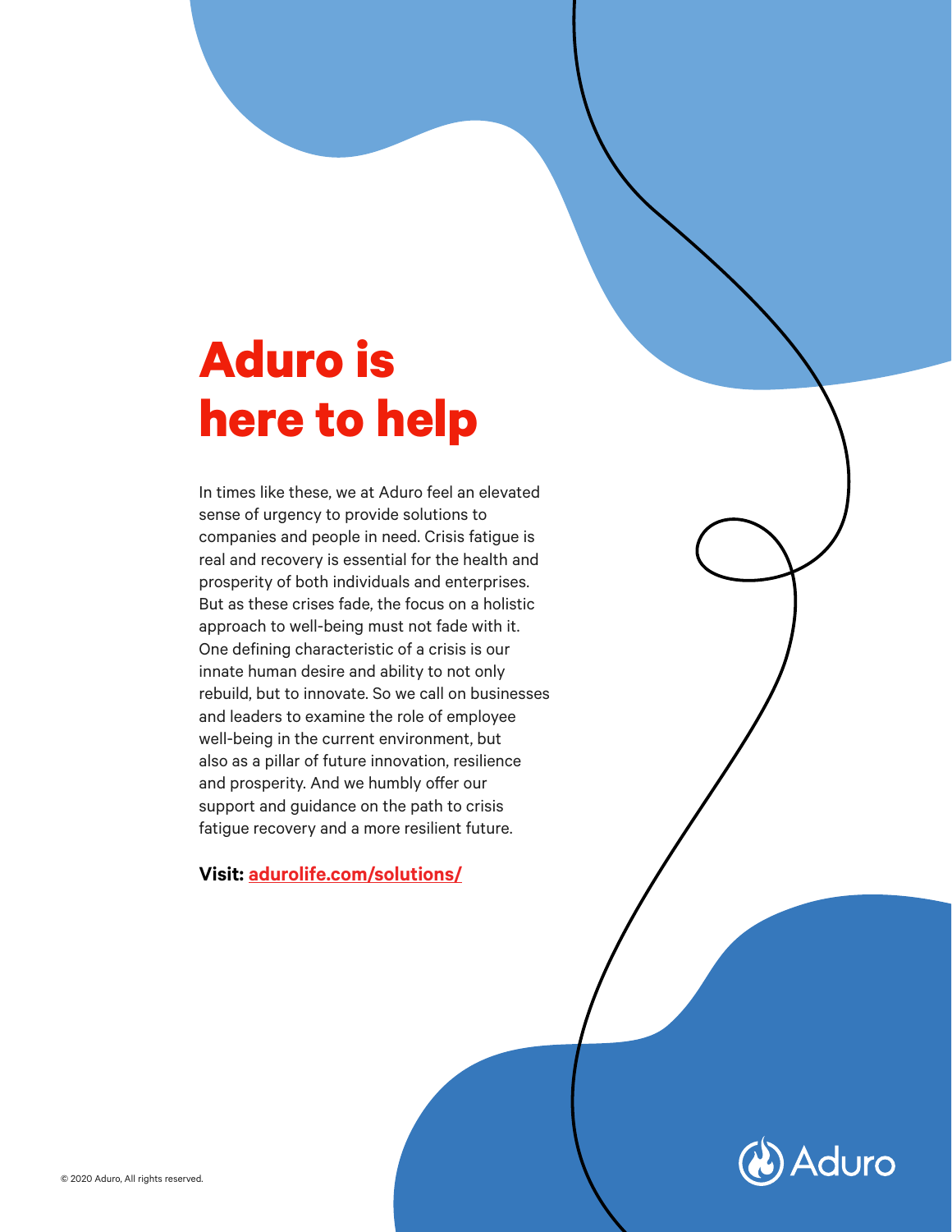# Aduro is here to help

In times like these, we at Aduro feel an elevated sense of urgency to provide solutions to companies and people in need. Crisis fatigue is real and recovery is essential for the health and prosperity of both individuals and enterprises. But as these crises fade, the focus on a holistic approach to well-being must not fade with it. One defining characteristic of a crisis is our innate human desire and ability to not only rebuild, but to innovate. So we call on businesses and leaders to examine the role of employee well-being in the current environment, but also as a pillar of future innovation, resilience and prosperity. And we humbly offer our support and guidance on the path to crisis fatigue recovery and a more resilient future.

**Visit:** [adurolife.com/solutions/](adurolife.com/solutions/)

© 2020 Aduro, All rights reserved.

Aduro